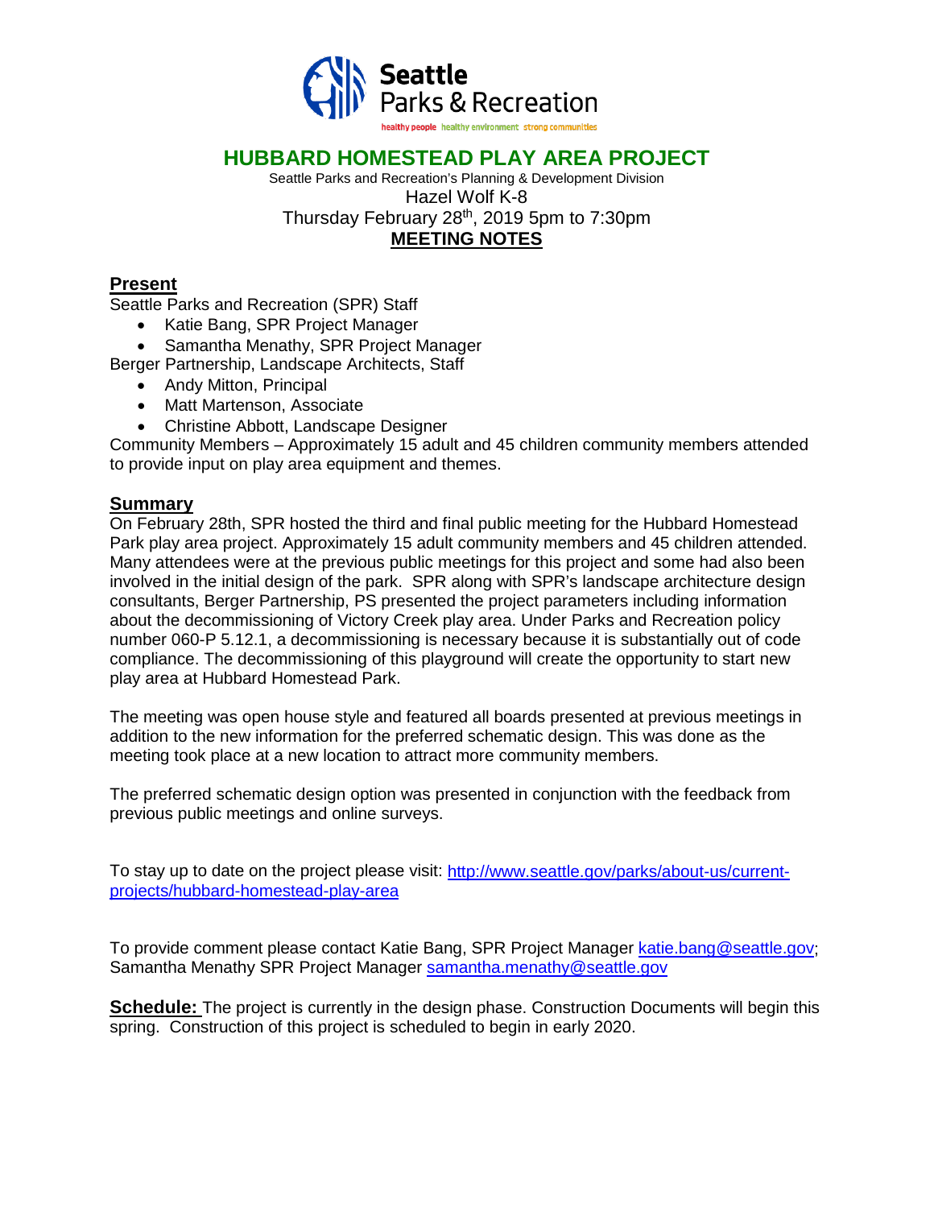Seattle Parks & Recreation

healthy people healthy environment strong communities

# HUBBARD HOMESTEAD PLAY AREA PROJECT

Seattle Parks and Recreation's Planning & Development Division

Hazel Wolf K-8

Thursday February 28th, 2019 5pm to 7:30pm

**MEETING NOTES**

## Present

Seattle Parks and Recreation (SPR) Staff

- Katie Bang, SPR Project Manager
- Samantha Menathy, SPR Project Manager

Berger Partnership, Landscape Architects, Staff

- Andy Mitton, Principal
- Matt Martenson, Associate
- Christine Abbott, Landscape Designer

Community Members – Approximately 15 adult and 45 children community members attended to provide input on play area equipment and themes.

## Summary

On February 28th, SPR hosted the third and final public meeting for the Hubbard Homestead Park play area project. Approximately 15 adult community members and 45 children attended. Many attendees were at the previous public meetings for this project and some had also been involved in the initial design of the park. SPR along with SPR's landscape architecture design consultants, Berger Partnership, PS presented the project parameters including information about the decommissioning of Victory Creek play area. Under Parks and Recreation policy number 060-P 5.12.1, a decommissioning is necessary because it is substantially out of code compliance. The decommissioning of this playground will create the opportunity to start new play area at Hubbard Homestead Park.

The meeting was open house style and featured all boards presented at previous meetings in addition to the new information for the preferred schematic design. This was done as the meeting took place at a new location to attract more community members.

The preferred schematic design option was presented in conjunction with the feedback from previous public meetings and online surveys.

To stay up to date on the project please visit: [http://www.seattle.gov/parks/about-us/current-projects/hubbard-homestead-play-area](http://www.seattle.gov/parks/about-us/current-projects/hubbard-homestead-play-area)

To provide comment please contact Katie Bang, SPR Project Manager [katie.bang@seattle.gov](mailto:katie.bang@seattle.gov); Samantha Menathy SPR Project Manager [samantha.menathy@seattle.gov](mailto:samantha.menathy@seattle.gov)

**Schedule:** The project is currently in the design phase. Construction Documents will begin this spring. Construction of this project is scheduled to begin in early 2020.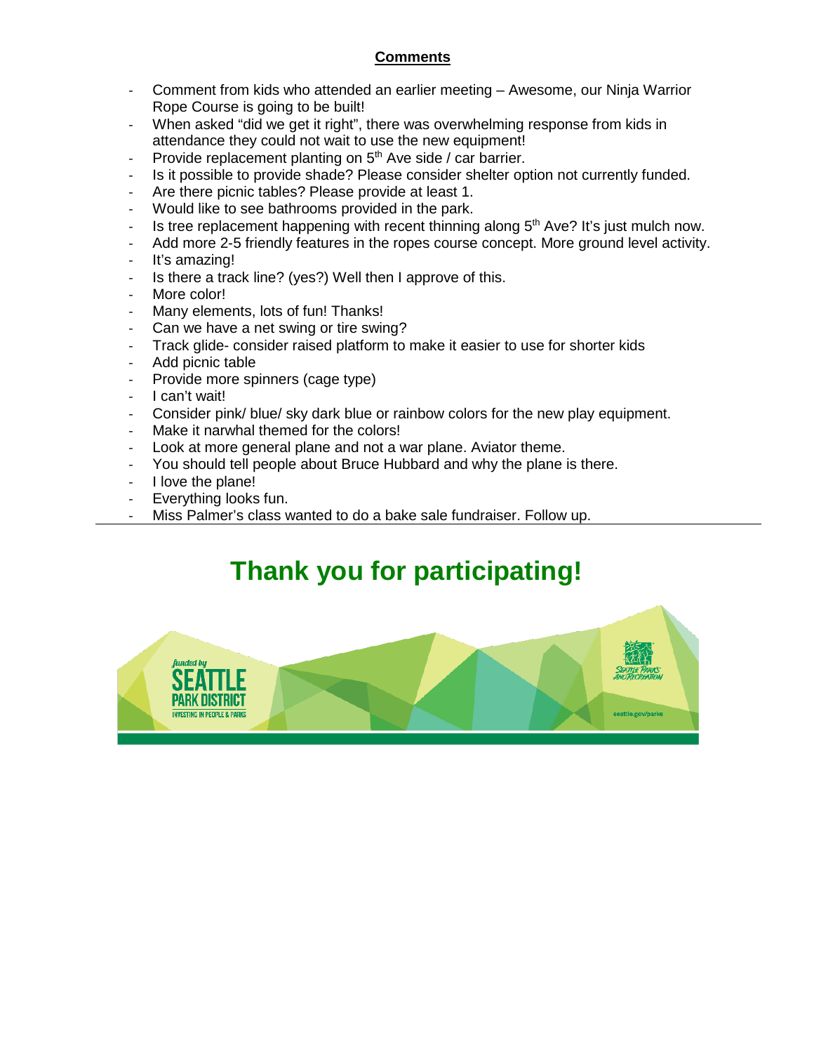## Comments

- Comment from kids who attended an earlier meeting – Awesome, our Ninja Warrior Rope Course is going to be built!
- When asked "did we get it right", there was overwhelming response from kids in attendance they could not wait to use the new equipment!
- Provide replacement planting on 5th Ave side / car barrier.
- Is it possible to provide shade? Please consider shelter option not currently funded.
- Are there picnic tables? Please provide at least 1.
- Would like to see bathrooms provided in the park.
- Is tree replacement happening with recent thinning along 5th Ave? It's just mulch now.
- Add more 2-5 friendly features in the ropes course concept. More ground level activity.
- It's amazing!
- Is there a track line? (yes?) Well then I approve of this.
- More color!
- Many elements, lots of fun! Thanks!
- Can we have a net swing or tire swing?
- Track glide- consider raised platform to make it easier to use for shorter kids
- Add picnic table
- Provide more spinners (cage type)
- I can't wait!
- Consider pink/ blue/ sky dark blue or rainbow colors for the new play equipment.
- Make it narwhal themed for the colors!
- Look at more general plane and not a war plane. Aviator theme.
- You should tell people about Bruce Hubbard and why the plane is there.
- I love the plane!
- Everything looks fun.
- Miss Palmer's class wanted to do a bake sale fundraiser. Follow up.

# Thank you for participating!

funded by SEATTLE PARK DISTRICT INVESTING IN PEOPLE & PARKS

Seattle Parks and Recreation

seattle.gov/parks